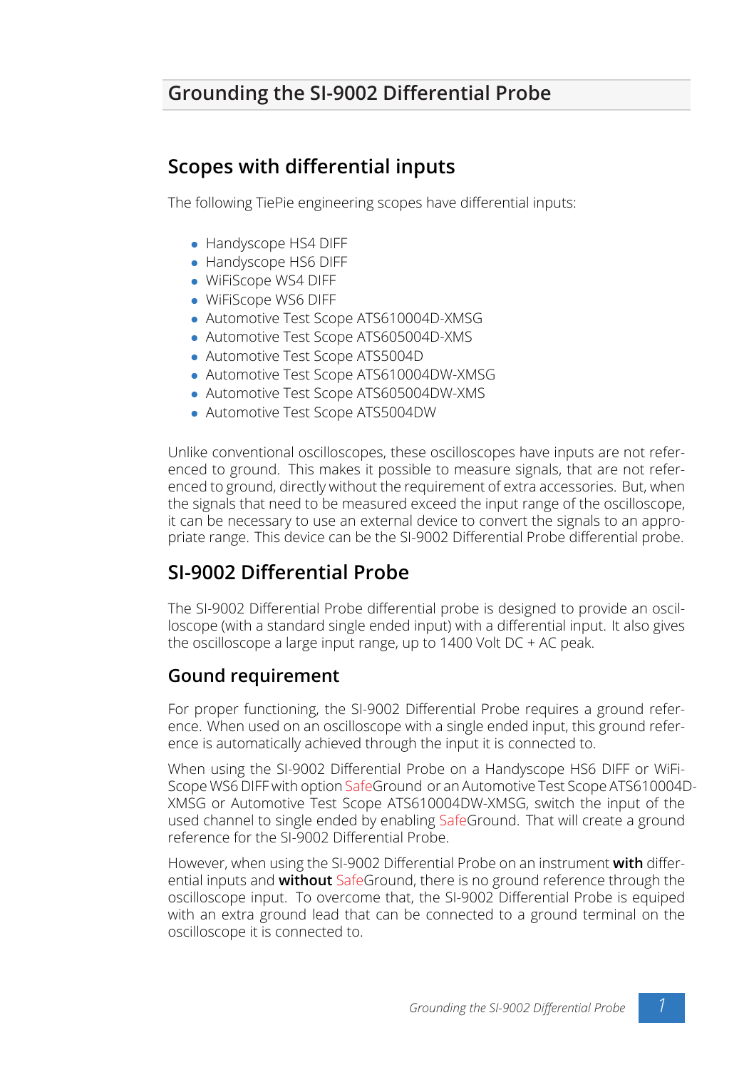# Grounding the SI-9002 Differential Probe

## Scopes with differential inputs

The following TiePie engineering scopes have differential inputs:

- Handyscope HS4 DIFF
- Handyscope HS6 DIFF
- WiFiScope WS4 DIFF
- WiFiScope WS6 DIFF
- Automotive Test Scope ATS610004D-XMSG
- Automotive Test Scope ATS605004D-XMS
- Automotive Test Scope ATS5004D
- Automotive Test Scope ATS610004DW-XMSG
- Automotive Test Scope ATS605004DW-XMS
- Automotive Test Scope ATS5004DW

Unlike conventional oscilloscopes, these oscilloscopes have inputs are not referenced to ground. This makes it possible to measure signals, that are not referenced to ground, directly without the requirement of extra accessories. But, when the signals that need to be measured exceed the input range of the oscilloscope, it can be necessary to use an external device to convert the signals to an appropriate range. This device can be the SI-9002 Differential Probe differential probe.

## SI-9002 Differential Probe

The SI-9002 Differential Probe differential probe is designed to provide an oscilloscope (with a standard single ended input) with a differential input. It also gives the oscilloscope a large input range, up to 1400 Volt DC + AC peak.

### Gound requirement

For proper functioning, the SI-9002 Differential Probe requires a ground reference. When used on an oscilloscope with a single ended input, this ground reference is automatically achieved through the input it is connected to.

When using the SI-9002 Differential Probe on a Handyscope HS6 DIFF or WiFiScope WS6 DIFF with option SafeGround or an Automotive Test Scope ATS610004D-XMSG or Automotive Test Scope ATS610004DW-XMSG, switch the input of the used channel to single ended by enabling SafeGround. That will create a ground reference for the SI-9002 Differential Probe.

However, when using the SI-9002 Differential Probe on an instrument **with** differential inputs and **without** SafeGround, there is no ground reference through the oscilloscope input. To overcome that, the SI-9002 Differential Probe is equiped with an extra ground lead that can be connected to a ground terminal on the oscilloscope it is connected to.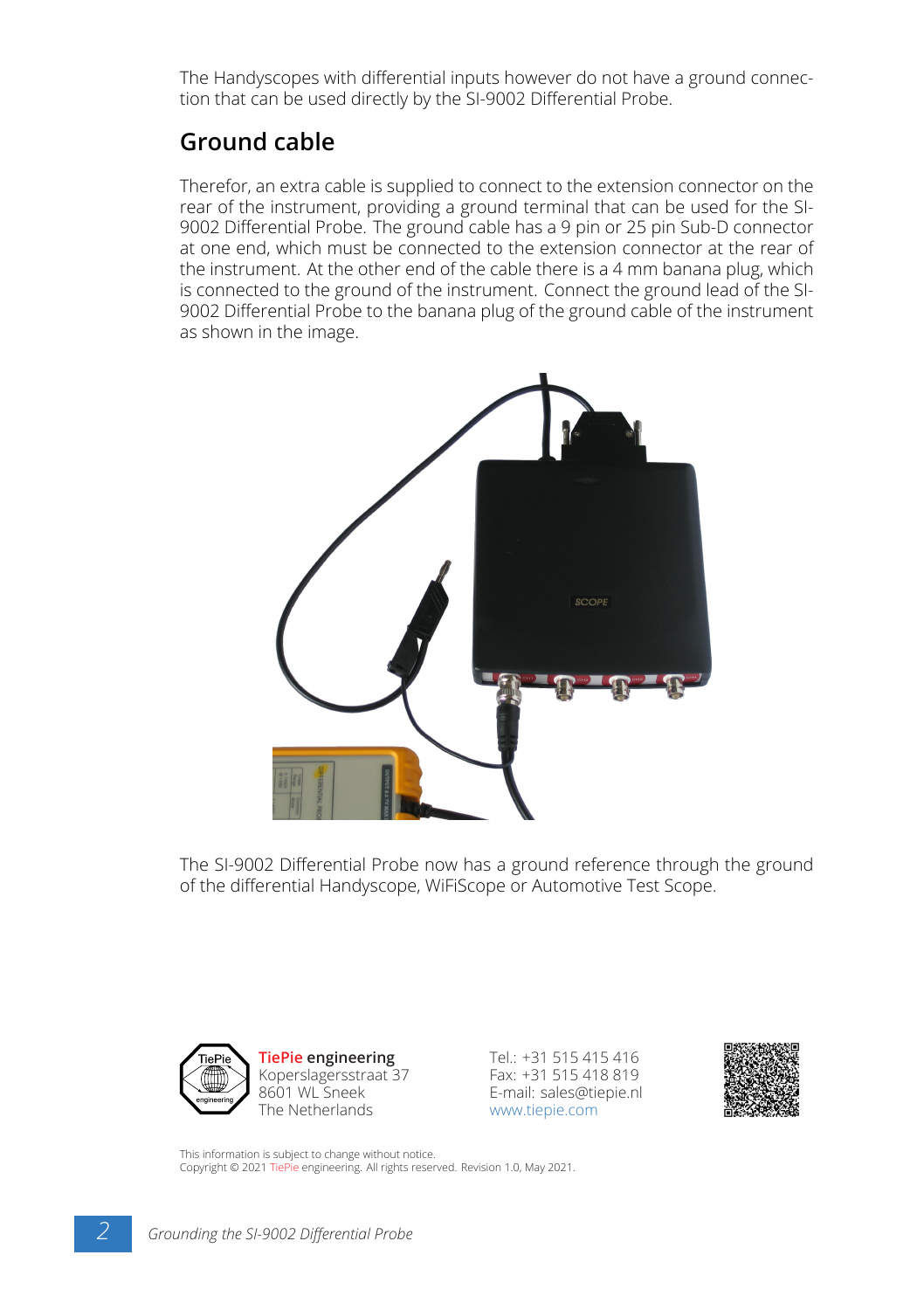The Handyscopes with differential inputs however do not have a ground connection that can be used directly by the SI-9002 Differential Probe.

## Ground cable

Therefor, an extra cable is supplied to connect to the extension connector on the rear of the instrument, providing a ground terminal that can be used for the SI-9002 Differential Probe. The ground cable has a 9 pin or 25 pin Sub-D connector at one end, which must be connected to the extension connector at the rear of the instrument. At the other end of the cable there is a 4 mm banana plug, which is connected to the ground of the instrument. Connect the ground lead of the SI-9002 Differential Probe to the banana plug of the ground cable of the instrument as shown in the image.

The SI-9002 Differential Probe now has a ground reference through the ground of the differential Handyscope, WiFiScope or Automotive Test Scope.

**TiePie engineering**
Koperslagersstraat 37
8601 WL Sneek
The Netherlands

Tel.: +31 515 415 416
Fax: +31 515 418 819
E-mail: sales@tiepie.nl
www.tiepie.com

This information is subject to change without notice.
Copyright © 2021 TiePie engineering. All rights reserved. Revision 1.0, May 2021.